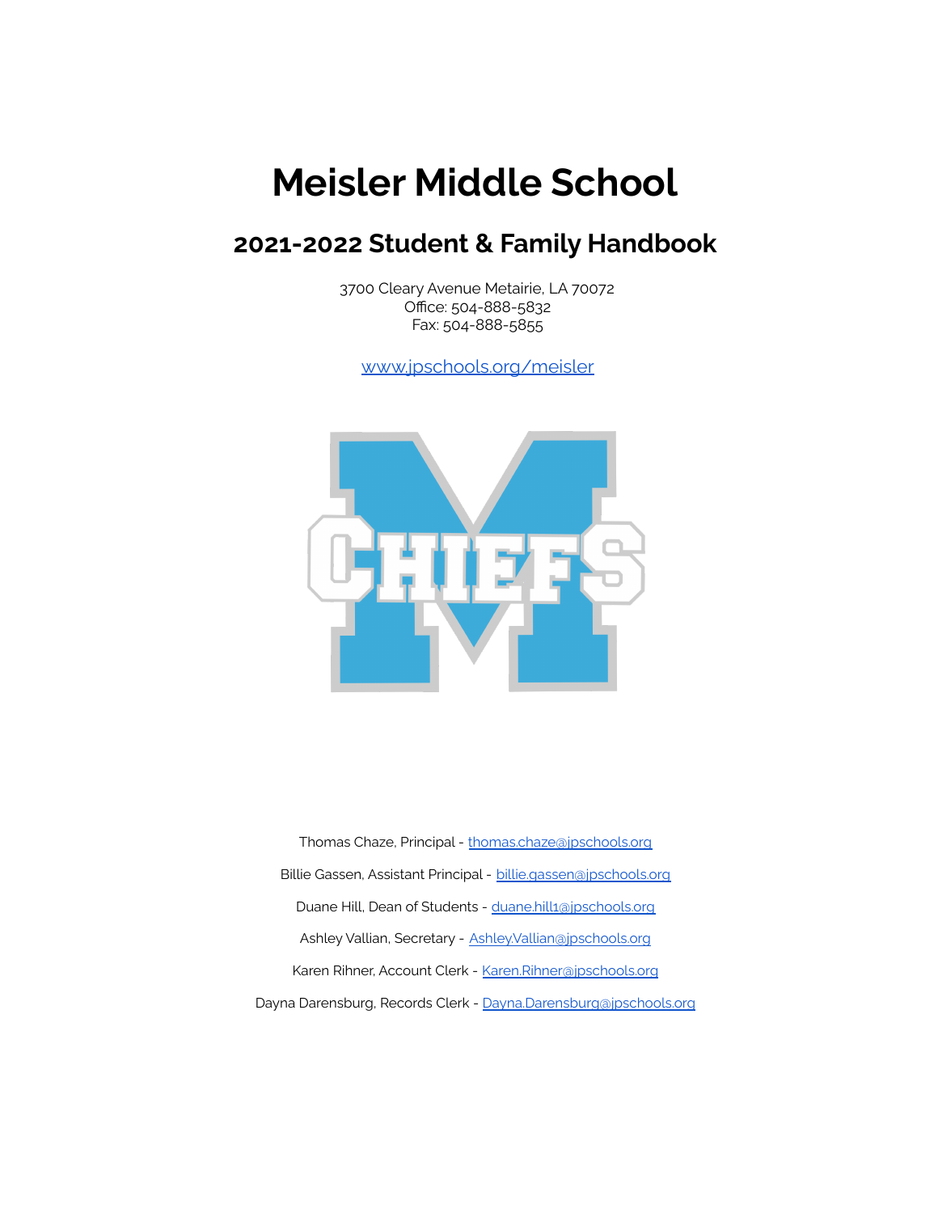# Meisler Middle School

## 2021-2022 Student & Family Handbook

3700 Cleary Avenue Metairie, LA 70072
Office: 504-888-5832
Fax: 504-888-5855

[www.jpschools.org/meisler](http://www.jpschools.org/meisler)

Thomas Chaze, Principal - thomas.chaze@jpschools.org

Billie Gassen, Assistant Principal - billie.gassen@jpschools.org

Duane Hill, Dean of Students - duane.hill1@jpschools.org

Ashley Vallian, Secretary - Ashley.Vallian@jpschools.org

Karen Rihner, Account Clerk - Karen.Rihner@jpschools.org

Dayna Darensburg, Records Clerk - Dayna.Darensburg@jpschools.org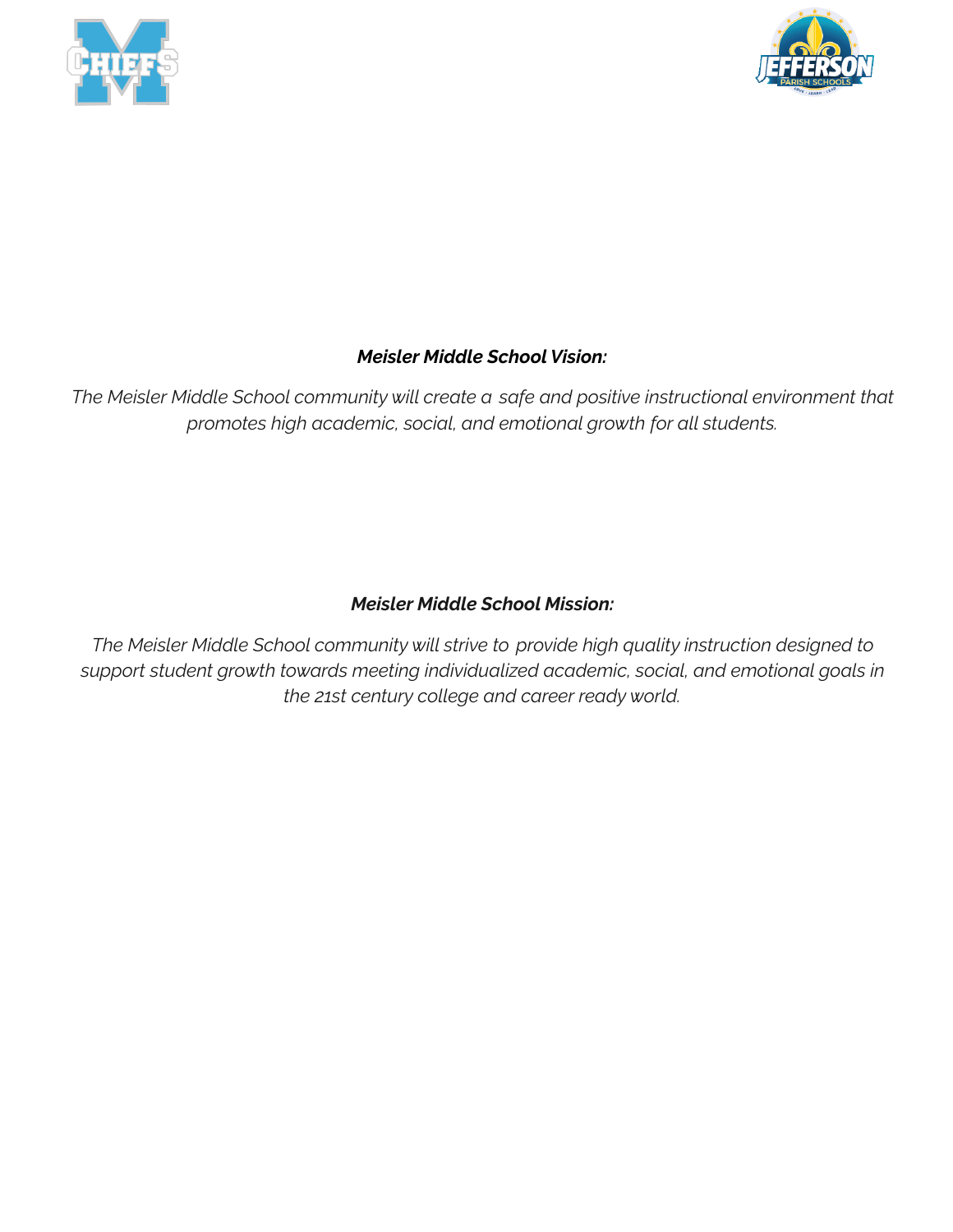***Meisler Middle School Vision:***

*The Meisler Middle School community will create a safe and positive instructional environment that promotes high academic, social, and emotional growth for all students.*

***Meisler Middle School Mission:***

*The Meisler Middle School community will strive to provide high quality instruction designed to support student growth towards meeting individualized academic, social, and emotional goals in the 21st century college and career ready world.*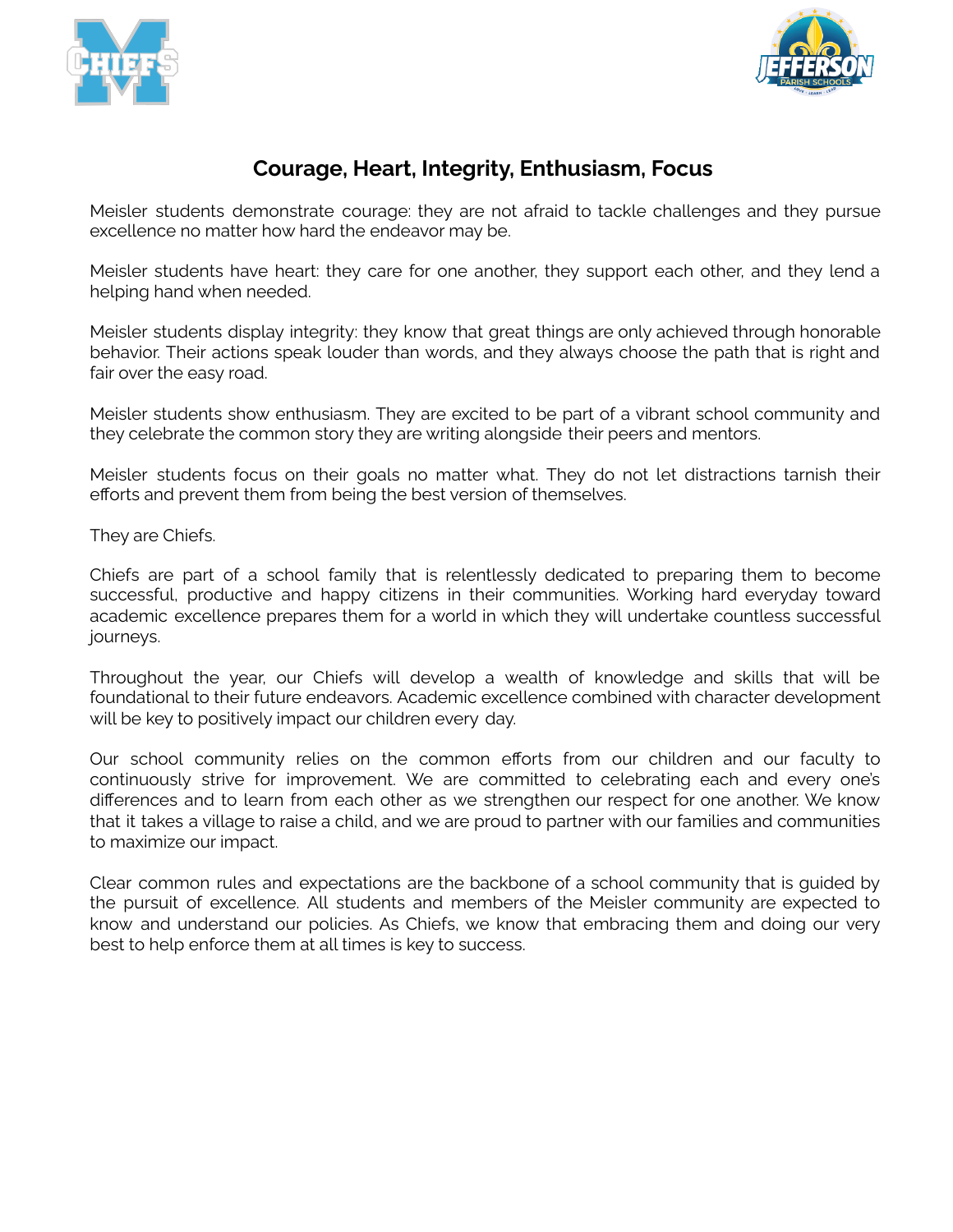## Courage, Heart, Integrity, Enthusiasm, Focus

Meisler students demonstrate courage: they are not afraid to tackle challenges and they pursue excellence no matter how hard the endeavor may be.

Meisler students have heart: they care for one another, they support each other, and they lend a helping hand when needed.

Meisler students display integrity: they know that great things are only achieved through honorable behavior. Their actions speak louder than words, and they always choose the path that is right and fair over the easy road.

Meisler students show enthusiasm. They are excited to be part of a vibrant school community and they celebrate the common story they are writing alongside their peers and mentors.

Meisler students focus on their goals no matter what. They do not let distractions tarnish their efforts and prevent them from being the best version of themselves.

They are Chiefs.

Chiefs are part of a school family that is relentlessly dedicated to preparing them to become successful, productive and happy citizens in their communities. Working hard everyday toward academic excellence prepares them for a world in which they will undertake countless successful journeys.

Throughout the year, our Chiefs will develop a wealth of knowledge and skills that will be foundational to their future endeavors. Academic excellence combined with character development will be key to positively impact our children every day.

Our school community relies on the common efforts from our children and our faculty to continuously strive for improvement. We are committed to celebrating each and every one's differences and to learn from each other as we strengthen our respect for one another. We know that it takes a village to raise a child, and we are proud to partner with our families and communities to maximize our impact.

Clear common rules and expectations are the backbone of a school community that is guided by the pursuit of excellence. All students and members of the Meisler community are expected to know and understand our policies. As Chiefs, we know that embracing them and doing our very best to help enforce them at all times is key to success.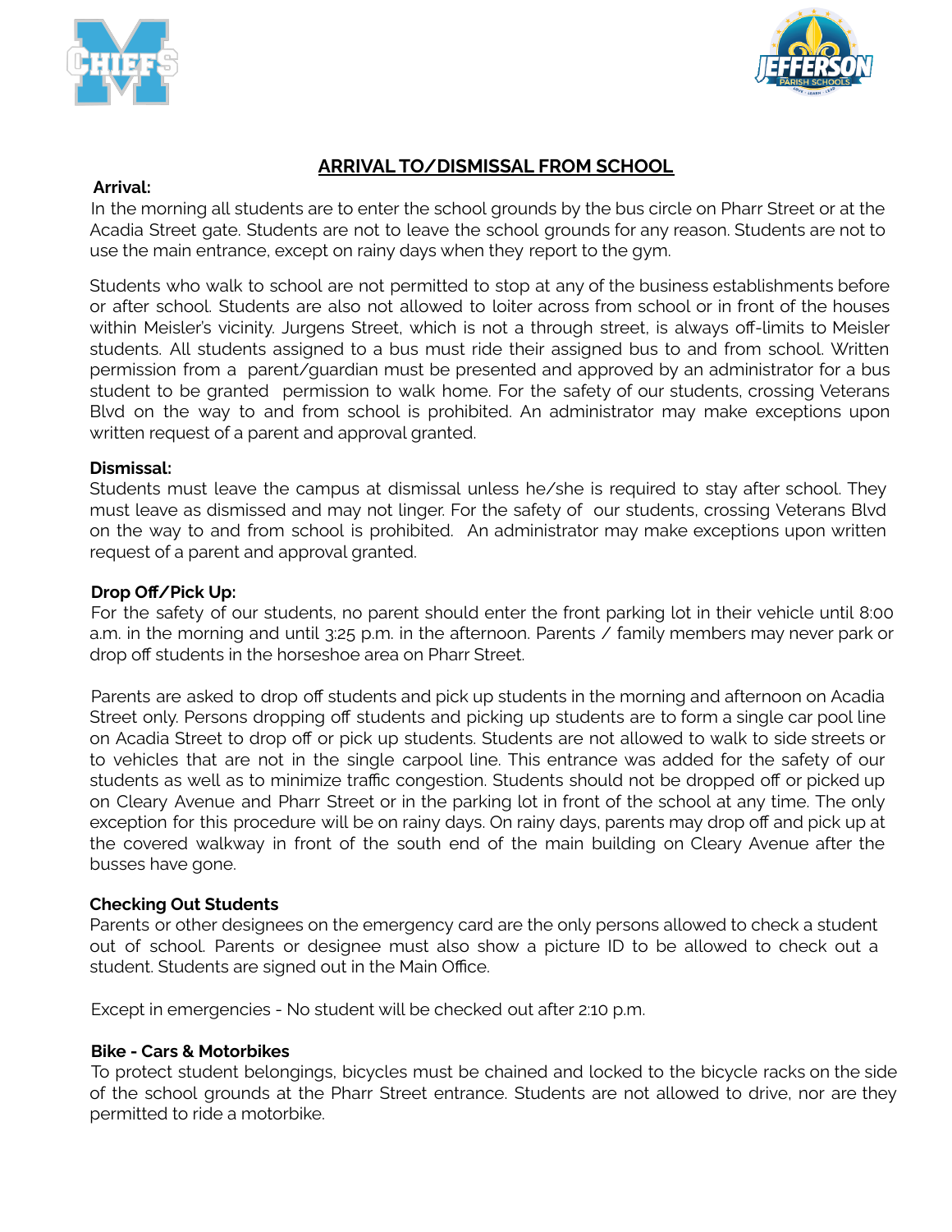## ARRIVAL TO/DISMISSAL FROM SCHOOL

**Arrival:**

In the morning all students are to enter the school grounds by the bus circle on Pharr Street or at the Acadia Street gate. Students are not to leave the school grounds for any reason. Students are not to use the main entrance, except on rainy days when they report to the gym.

Students who walk to school are not permitted to stop at any of the business establishments before or after school. Students are also not allowed to loiter across from school or in front of the houses within Meisler's vicinity. Jurgens Street, which is not a through street, is always off-limits to Meisler students. All students assigned to a bus must ride their assigned bus to and from school. Written permission from a parent/guardian must be presented and approved by an administrator for a bus student to be granted permission to walk home. For the safety of our students, crossing Veterans Blvd on the way to and from school is prohibited. An administrator may make exceptions upon written request of a parent and approval granted.

**Dismissal:**

Students must leave the campus at dismissal unless he/she is required to stay after school. They must leave as dismissed and may not linger. For the safety of our students, crossing Veterans Blvd on the way to and from school is prohibited. An administrator may make exceptions upon written request of a parent and approval granted.

**Drop Off/Pick Up:**

For the safety of our students, no parent should enter the front parking lot in their vehicle until 8:00 a.m. in the morning and until 3:25 p.m. in the afternoon. Parents / family members may never park or drop off students in the horseshoe area on Pharr Street.

Parents are asked to drop off students and pick up students in the morning and afternoon on Acadia Street only. Persons dropping off students and picking up students are to form a single car pool line on Acadia Street to drop off or pick up students. Students are not allowed to walk to side streets or to vehicles that are not in the single carpool line. This entrance was added for the safety of our students as well as to minimize traffic congestion. Students should not be dropped off or picked up on Cleary Avenue and Pharr Street or in the parking lot in front of the school at any time. The only exception for this procedure will be on rainy days. On rainy days, parents may drop off and pick up at the covered walkway in front of the south end of the main building on Cleary Avenue after the busses have gone.

**Checking Out Students**

Parents or other designees on the emergency card are the only persons allowed to check a student out of school. Parents or designee must also show a picture ID to be allowed to check out a student. Students are signed out in the Main Office.

Except in emergencies - No student will be checked out after 2:10 p.m.

**Bike - Cars & Motorbikes**

To protect student belongings, bicycles must be chained and locked to the bicycle racks on the side of the school grounds at the Pharr Street entrance. Students are not allowed to drive, nor are they permitted to ride a motorbike.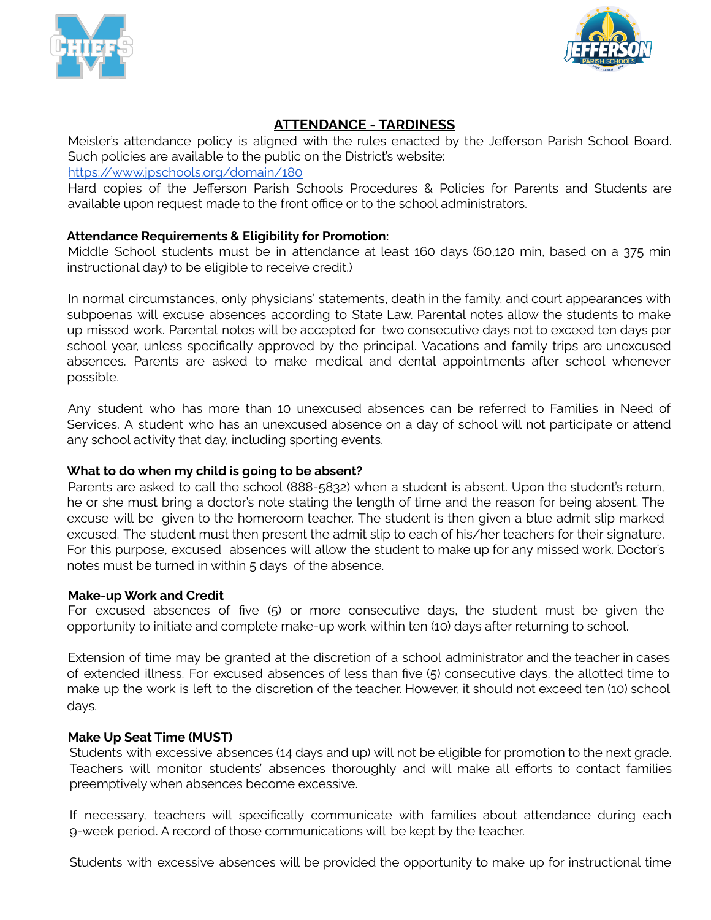## ATTENDANCE - TARDINESS

Meisler's attendance policy is aligned with the rules enacted by the Jefferson Parish School Board. Such policies are available to the public on the District's website:
https://www.jpschools.org/domain/180
Hard copies of the Jefferson Parish Schools Procedures & Policies for Parents and Students are available upon request made to the front office or to the school administrators.

**Attendance Requirements & Eligibility for Promotion:**
Middle School students must be in attendance at least 160 days (60,120 min, based on a 375 min instructional day) to be eligible to receive credit.)

In normal circumstances, only physicians' statements, death in the family, and court appearances with subpoenas will excuse absences according to State Law. Parental notes allow the students to make up missed work. Parental notes will be accepted for two consecutive days not to exceed ten days per school year, unless specifically approved by the principal. Vacations and family trips are unexcused absences. Parents are asked to make medical and dental appointments after school whenever possible.

Any student who has more than 10 unexcused absences can be referred to Families in Need of Services. A student who has an unexcused absence on a day of school will not participate or attend any school activity that day, including sporting events.

**What to do when my child is going to be absent?**
Parents are asked to call the school (888-5832) when a student is absent. Upon the student's return, he or she must bring a doctor's note stating the length of time and the reason for being absent. The excuse will be given to the homeroom teacher. The student is then given a blue admit slip marked excused. The student must then present the admit slip to each of his/her teachers for their signature. For this purpose, excused absences will allow the student to make up for any missed work. Doctor's notes must be turned in within 5 days of the absence.

**Make-up Work and Credit**
For excused absences of five (5) or more consecutive days, the student must be given the opportunity to initiate and complete make-up work within ten (10) days after returning to school.

Extension of time may be granted at the discretion of a school administrator and the teacher in cases of extended illness. For excused absences of less than five (5) consecutive days, the allotted time to make up the work is left to the discretion of the teacher. However, it should not exceed ten (10) school days.

**Make Up Seat Time (MUST)**
Students with excessive absences (14 days and up) will not be eligible for promotion to the next grade. Teachers will monitor students' absences thoroughly and will make all efforts to contact families preemptively when absences become excessive.

If necessary, teachers will specifically communicate with families about attendance during each 9-week period. A record of those communications will be kept by the teacher.

Students with excessive absences will be provided the opportunity to make up for instructional time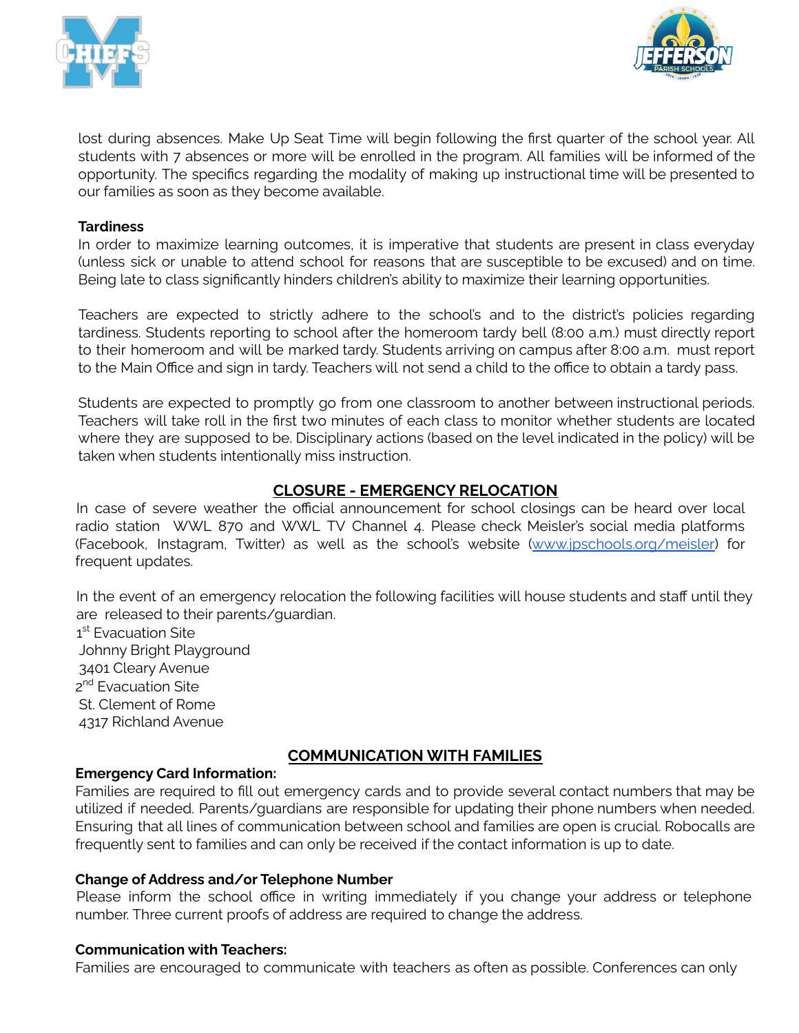lost during absences. Make Up Seat Time will begin following the first quarter of the school year. All students with 7 absences or more will be enrolled in the program. All families will be informed of the opportunity. The specifics regarding the modality of making up instructional time will be presented to our families as soon as they become available.

**Tardiness**

In order to maximize learning outcomes, it is imperative that students are present in class everyday (unless sick or unable to attend school for reasons that are susceptible to be excused) and on time. Being late to class significantly hinders children's ability to maximize their learning opportunities.

Teachers are expected to strictly adhere to the school's and to the district's policies regarding tardiness. Students reporting to school after the homeroom tardy bell (8:00 a.m.) must directly report to their homeroom and will be marked tardy. Students arriving on campus after 8:00 a.m. must report to the Main Office and sign in tardy. Teachers will not send a child to the office to obtain a tardy pass.

Students are expected to promptly go from one classroom to another between instructional periods. Teachers will take roll in the first two minutes of each class to monitor whether students are located where they are supposed to be. Disciplinary actions (based on the level indicated in the policy) will be taken when students intentionally miss instruction.

## CLOSURE - EMERGENCY RELOCATION

In case of severe weather the official announcement for school closings can be heard over local radio station WWL 870 and WWL TV Channel 4. Please check Meisler's social media platforms (Facebook, Instagram, Twitter) as well as the school's website (www.jpschools.org/meisler) for frequent updates.

In the event of an emergency relocation the following facilities will house students and staff until they are released to their parents/guardian.

1st Evacuation Site
Johnny Bright Playground
3401 Cleary Avenue
2nd Evacuation Site
St. Clement of Rome
4317 Richland Avenue

## COMMUNICATION WITH FAMILIES

**Emergency Card Information:**

Families are required to fill out emergency cards and to provide several contact numbers that may be utilized if needed. Parents/guardians are responsible for updating their phone numbers when needed. Ensuring that all lines of communication between school and families are open is crucial. Robocalls are frequently sent to families and can only be received if the contact information is up to date.

**Change of Address and/or Telephone Number**

Please inform the school office in writing immediately if you change your address or telephone number. Three current proofs of address are required to change the address.

**Communication with Teachers:**

Families are encouraged to communicate with teachers as often as possible. Conferences can only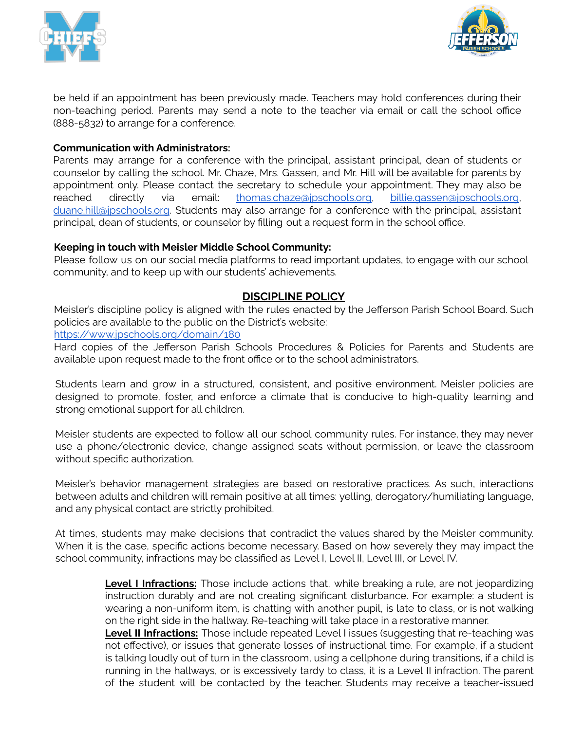be held if an appointment has been previously made. Teachers may hold conferences during their non-teaching period. Parents may send a note to the teacher via email or call the school office (888-5832) to arrange for a conference.

**Communication with Administrators:**
Parents may arrange for a conference with the principal, assistant principal, dean of students or counselor by calling the school. Mr. Chaze, Mrs. Gassen, and Mr. Hill will be available for parents by appointment only. Please contact the secretary to schedule your appointment. They may also be reached directly via email: [thomas.chaze@jpschools.org](mailto:thomas.chaze@jpschools.org), [billie.gassen@jpschools.org](mailto:billie.gassen@jpschools.org), [duane.hill@jpschools.org](mailto:duane.hill@jpschools.org). Students may also arrange for a conference with the principal, assistant principal, dean of students, or counselor by filling out a request form in the school office.

**Keeping in touch with Meisler Middle School Community:**
Please follow us on our social media platforms to read important updates, to engage with our school community, and to keep up with our students' achievements.

## DISCIPLINE POLICY

Meisler's discipline policy is aligned with the rules enacted by the Jefferson Parish School Board. Such policies are available to the public on the District's website:
[https://www.jpschools.org/domain/180](https://www.jpschools.org/domain/180)
Hard copies of the Jefferson Parish Schools Procedures & Policies for Parents and Students are available upon request made to the front office or to the school administrators.

Students learn and grow in a structured, consistent, and positive environment. Meisler policies are designed to promote, foster, and enforce a climate that is conducive to high-quality learning and strong emotional support for all children.

Meisler students are expected to follow all our school community rules. For instance, they may never use a phone/electronic device, change assigned seats without permission, or leave the classroom without specific authorization.

Meisler's behavior management strategies are based on restorative practices. As such, interactions between adults and children will remain positive at all times: yelling, derogatory/humiliating language, and any physical contact are strictly prohibited.

At times, students may make decisions that contradict the values shared by the Meisler community. When it is the case, specific actions become necessary. Based on how severely they may impact the school community, infractions may be classified as Level I, Level II, Level III, or Level IV.

> **Level I Infractions:** Those include actions that, while breaking a rule, are not jeopardizing instruction durably and are not creating significant disturbance. For example: a student is wearing a non-uniform item, is chatting with another pupil, is late to class, or is not walking on the right side in the hallway. Re-teaching will take place in a restorative manner.
>
> **Level II Infractions:** Those include repeated Level I issues (suggesting that re-teaching was not effective), or issues that generate losses of instructional time. For example, if a student is talking loudly out of turn in the classroom, using a cellphone during transitions, if a child is running in the hallways, or is excessively tardy to class, it is a Level II infraction. The parent of the student will be contacted by the teacher. Students may receive a teacher-issued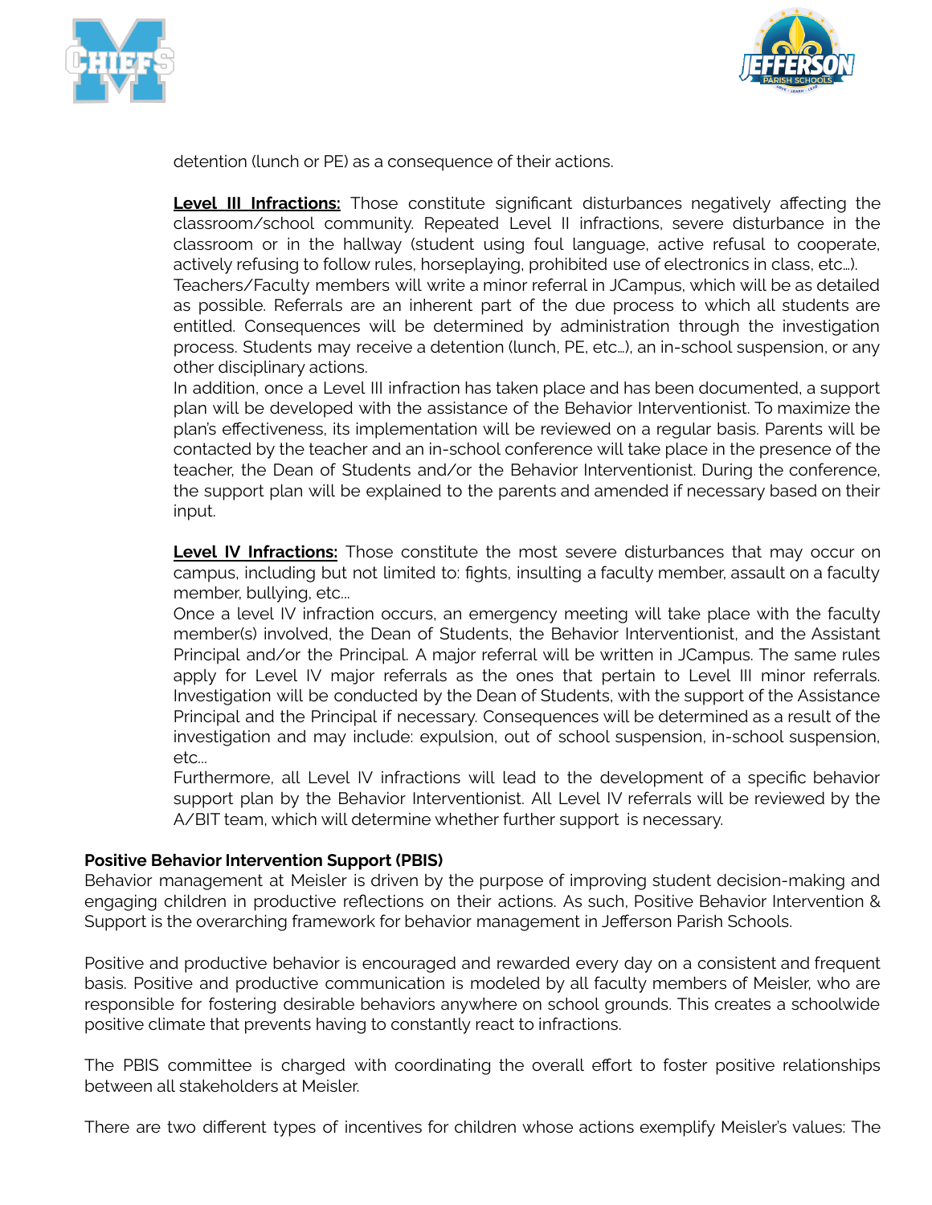detention (lunch or PE) as a consequence of their actions.

**Level III Infractions:** Those constitute significant disturbances negatively affecting the classroom/school community. Repeated Level II infractions, severe disturbance in the classroom or in the hallway (student using foul language, active refusal to cooperate, actively refusing to follow rules, horseplaying, prohibited use of electronics in class, etc…).
Teachers/Faculty members will write a minor referral in JCampus, which will be as detailed as possible. Referrals are an inherent part of the due process to which all students are entitled. Consequences will be determined by administration through the investigation process. Students may receive a detention (lunch, PE, etc…), an in-school suspension, or any other disciplinary actions.
In addition, once a Level III infraction has taken place and has been documented, a support plan will be developed with the assistance of the Behavior Interventionist. To maximize the plan's effectiveness, its implementation will be reviewed on a regular basis. Parents will be contacted by the teacher and an in-school conference will take place in the presence of the teacher, the Dean of Students and/or the Behavior Interventionist. During the conference, the support plan will be explained to the parents and amended if necessary based on their input.

**Level IV Infractions:** Those constitute the most severe disturbances that may occur on campus, including but not limited to: fights, insulting a faculty member, assault on a faculty member, bullying, etc…
Once a level IV infraction occurs, an emergency meeting will take place with the faculty member(s) involved, the Dean of Students, the Behavior Interventionist, and the Assistant Principal and/or the Principal. A major referral will be written in JCampus. The same rules apply for Level IV major referrals as the ones that pertain to Level III minor referrals. Investigation will be conducted by the Dean of Students, with the support of the Assistance Principal and the Principal if necessary. Consequences will be determined as a result of the investigation and may include: expulsion, out of school suspension, in-school suspension, etc…
Furthermore, all Level IV infractions will lead to the development of a specific behavior support plan by the Behavior Interventionist. All Level IV referrals will be reviewed by the A/BIT team, which will determine whether further support is necessary.

**Positive Behavior Intervention Support (PBIS)**

Behavior management at Meisler is driven by the purpose of improving student decision-making and engaging children in productive reflections on their actions. As such, Positive Behavior Intervention & Support is the overarching framework for behavior management in Jefferson Parish Schools.

Positive and productive behavior is encouraged and rewarded every day on a consistent and frequent basis. Positive and productive communication is modeled by all faculty members of Meisler, who are responsible for fostering desirable behaviors anywhere on school grounds. This creates a schoolwide positive climate that prevents having to constantly react to infractions.

The PBIS committee is charged with coordinating the overall effort to foster positive relationships between all stakeholders at Meisler.

There are two different types of incentives for children whose actions exemplify Meisler's values: The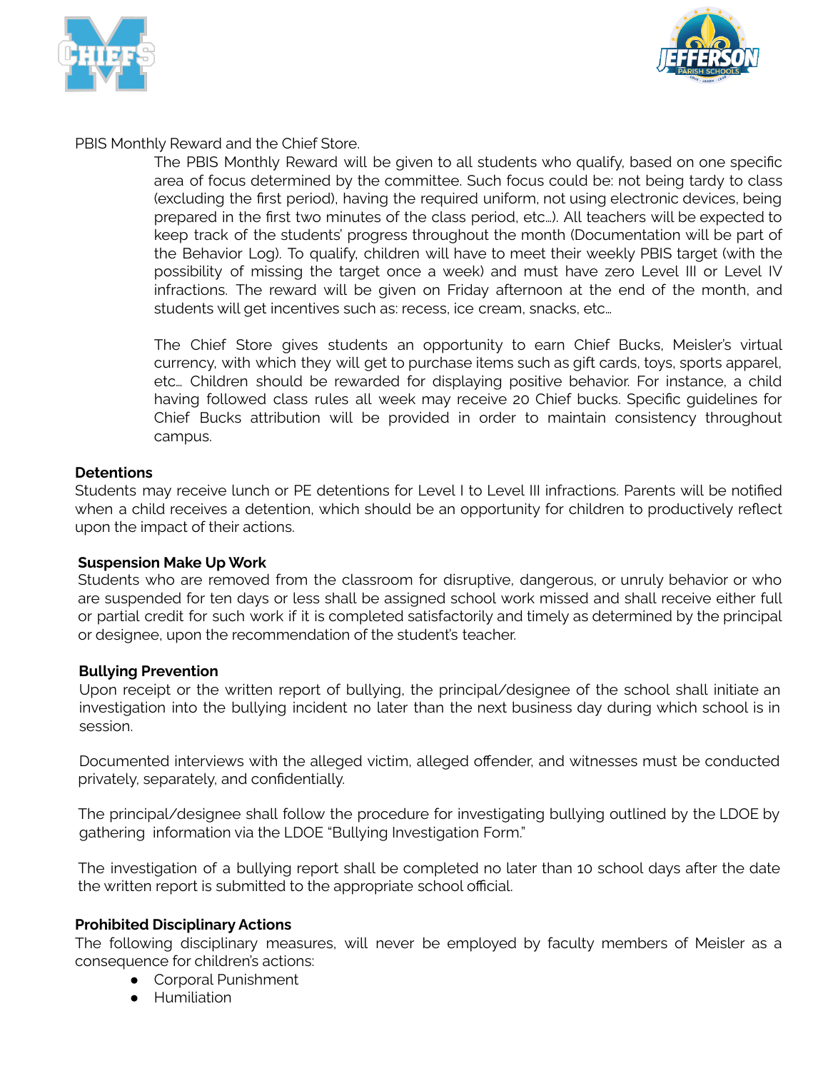PBIS Monthly Reward and the Chief Store.

The PBIS Monthly Reward will be given to all students who qualify, based on one specific area of focus determined by the committee. Such focus could be: not being tardy to class (excluding the first period), having the required uniform, not using electronic devices, being prepared in the first two minutes of the class period, etc…). All teachers will be expected to keep track of the students' progress throughout the month (Documentation will be part of the Behavior Log). To qualify, children will have to meet their weekly PBIS target (with the possibility of missing the target once a week) and must have zero Level III or Level IV infractions. The reward will be given on Friday afternoon at the end of the month, and students will get incentives such as: recess, ice cream, snacks, etc…

The Chief Store gives students an opportunity to earn Chief Bucks, Meisler's virtual currency, with which they will get to purchase items such as gift cards, toys, sports apparel, etc… Children should be rewarded for displaying positive behavior. For instance, a child having followed class rules all week may receive 20 Chief bucks. Specific guidelines for Chief Bucks attribution will be provided in order to maintain consistency throughout campus.

**Detentions**

Students may receive lunch or PE detentions for Level I to Level III infractions. Parents will be notified when a child receives a detention, which should be an opportunity for children to productively reflect upon the impact of their actions.

**Suspension Make Up Work**

Students who are removed from the classroom for disruptive, dangerous, or unruly behavior or who are suspended for ten days or less shall be assigned school work missed and shall receive either full or partial credit for such work if it is completed satisfactorily and timely as determined by the principal or designee, upon the recommendation of the student's teacher.

**Bullying Prevention**

Upon receipt or the written report of bullying, the principal/designee of the school shall initiate an investigation into the bullying incident no later than the next business day during which school is in session.

Documented interviews with the alleged victim, alleged offender, and witnesses must be conducted privately, separately, and confidentially.

The principal/designee shall follow the procedure for investigating bullying outlined by the LDOE by gathering information via the LDOE "Bullying Investigation Form."

The investigation of a bullying report shall be completed no later than 10 school days after the date the written report is submitted to the appropriate school official.

**Prohibited Disciplinary Actions**

The following disciplinary measures, will never be employed by faculty members of Meisler as a consequence for children's actions:

- Corporal Punishment
- Humiliation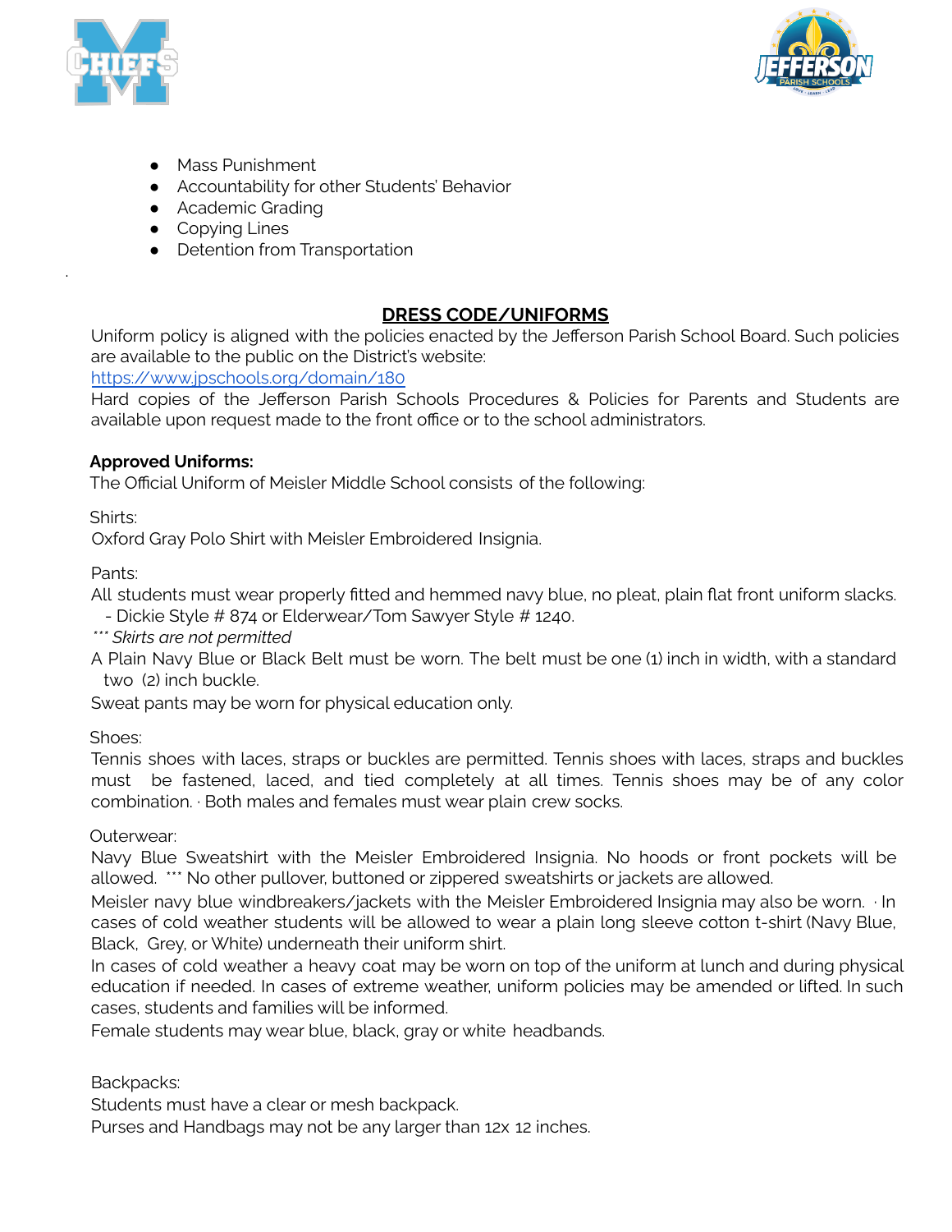- Mass Punishment
- Accountability for other Students' Behavior
- Academic Grading
- Copying Lines
- Detention from Transportation

## DRESS CODE/UNIFORMS

Uniform policy is aligned with the policies enacted by the Jefferson Parish School Board. Such policies are available to the public on the District's website:
https://www.jpschools.org/domain/180
Hard copies of the Jefferson Parish Schools Procedures & Policies for Parents and Students are available upon request made to the front office or to the school administrators.

**Approved Uniforms:**
The Official Uniform of Meisler Middle School consists of the following:

Shirts:
Oxford Gray Polo Shirt with Meisler Embroidered Insignia.

Pants:
All students must wear properly fitted and hemmed navy blue, no pleat, plain flat front uniform slacks.
- Dickie Style # 874 or Elderwear/Tom Sawyer Style # 1240.

*\*\*\* Skirts are not permitted*

A Plain Navy Blue or Black Belt must be worn. The belt must be one (1) inch in width, with a standard two (2) inch buckle.
Sweat pants may be worn for physical education only.

Shoes:
Tennis shoes with laces, straps or buckles are permitted. Tennis shoes with laces, straps and buckles must be fastened, laced, and tied completely at all times. Tennis shoes may be of any color combination. · Both males and females must wear plain crew socks.

Outerwear:
Navy Blue Sweatshirt with the Meisler Embroidered Insignia. No hoods or front pockets will be allowed. \*\*\* No other pullover, buttoned or zippered sweatshirts or jackets are allowed.
Meisler navy blue windbreakers/jackets with the Meisler Embroidered Insignia may also be worn. · In cases of cold weather students will be allowed to wear a plain long sleeve cotton t-shirt (Navy Blue, Black, Grey, or White) underneath their uniform shirt.
In cases of cold weather a heavy coat may be worn on top of the uniform at lunch and during physical education if needed. In cases of extreme weather, uniform policies may be amended or lifted. In such cases, students and families will be informed.
Female students may wear blue, black, gray or white headbands.

Backpacks:
Students must have a clear or mesh backpack.
Purses and Handbags may not be any larger than 12x 12 inches.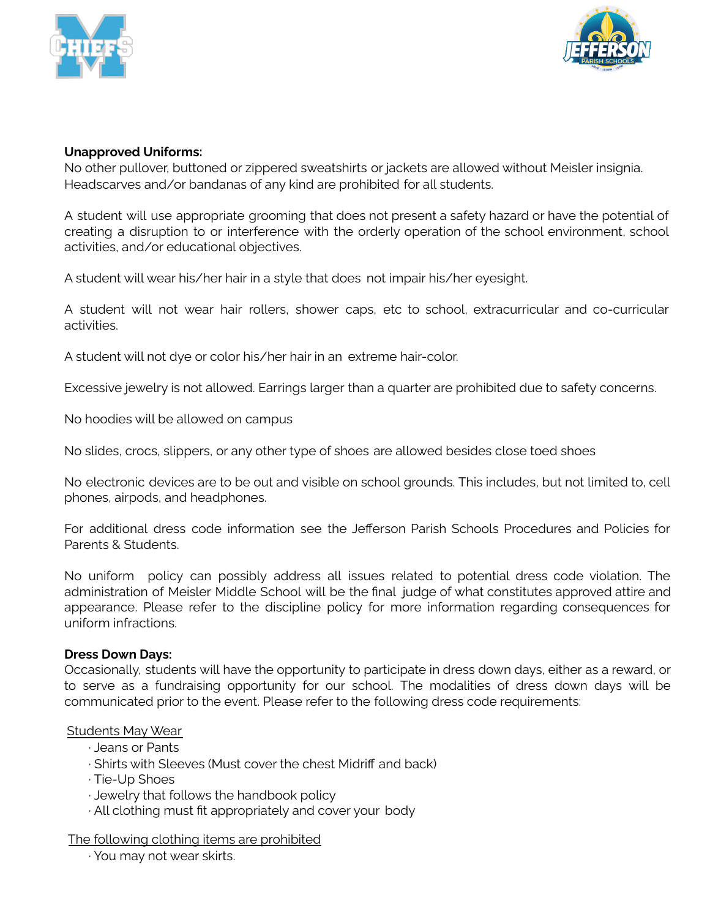**Unapproved Uniforms:**
No other pullover, buttoned or zippered sweatshirts or jackets are allowed without Meisler insignia. Headscarves and/or bandanas of any kind are prohibited for all students.

A student will use appropriate grooming that does not present a safety hazard or have the potential of creating a disruption to or interference with the orderly operation of the school environment, school activities, and/or educational objectives.

A student will wear his/her hair in a style that does not impair his/her eyesight.

A student will not wear hair rollers, shower caps, etc to school, extracurricular and co-curricular activities.

A student will not dye or color his/her hair in an extreme hair-color.

Excessive jewelry is not allowed. Earrings larger than a quarter are prohibited due to safety concerns.

No hoodies will be allowed on campus

No slides, crocs, slippers, or any other type of shoes are allowed besides close toed shoes

No electronic devices are to be out and visible on school grounds. This includes, but not limited to, cell phones, airpods, and headphones.

For additional dress code information see the Jefferson Parish Schools Procedures and Policies for Parents & Students.

No uniform policy can possibly address all issues related to potential dress code violation. The administration of Meisler Middle School will be the final judge of what constitutes approved attire and appearance. Please refer to the discipline policy for more information regarding consequences for uniform infractions.

**Dress Down Days:**
Occasionally, students will have the opportunity to participate in dress down days, either as a reward, or to serve as a fundraising opportunity for our school. The modalities of dress down days will be communicated prior to the event. Please refer to the following dress code requirements:

<u>Students May Wear</u>

- Jeans or Pants
- Shirts with Sleeves (Must cover the chest Midriff and back)
- Tie-Up Shoes
- Jewelry that follows the handbook policy
- All clothing must fit appropriately and cover your body

<u>The following clothing items are prohibited</u>

- You may not wear skirts.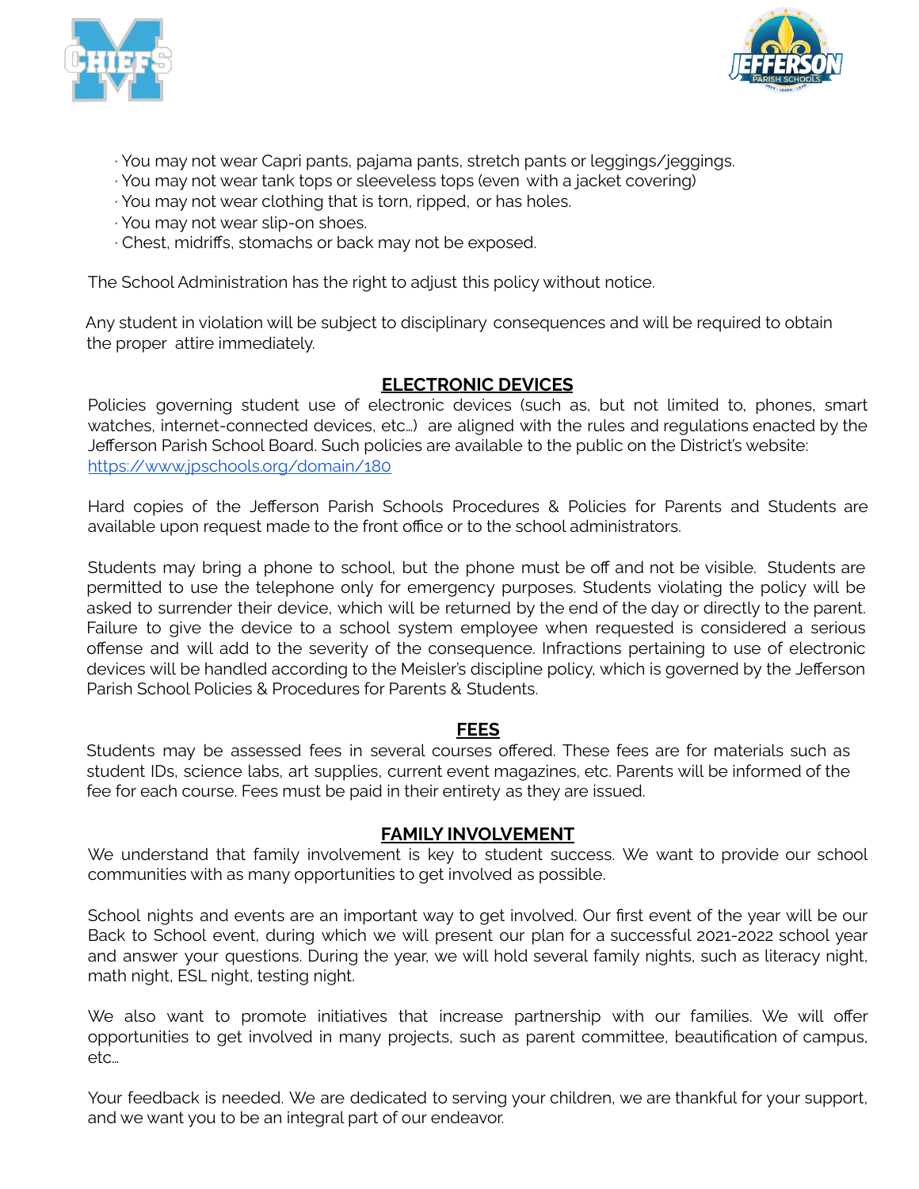- You may not wear Capri pants, pajama pants, stretch pants or leggings/jeggings.
- You may not wear tank tops or sleeveless tops (even with a jacket covering)
- You may not wear clothing that is torn, ripped, or has holes.
- You may not wear slip-on shoes.
- Chest, midriffs, stomachs or back may not be exposed.

The School Administration has the right to adjust this policy without notice.

Any student in violation will be subject to disciplinary consequences and will be required to obtain the proper attire immediately.

## ELECTRONIC DEVICES

Policies governing student use of electronic devices (such as, but not limited to, phones, smart watches, internet-connected devices, etc…) are aligned with the rules and regulations enacted by the Jefferson Parish School Board. Such policies are available to the public on the District's website: [https://www.jpschools.org/domain/180](https://www.jpschools.org/domain/180)

Hard copies of the Jefferson Parish Schools Procedures & Policies for Parents and Students are available upon request made to the front office or to the school administrators.

Students may bring a phone to school, but the phone must be off and not be visible. Students are permitted to use the telephone only for emergency purposes. Students violating the policy will be asked to surrender their device, which will be returned by the end of the day or directly to the parent. Failure to give the device to a school system employee when requested is considered a serious offense and will add to the severity of the consequence. Infractions pertaining to use of electronic devices will be handled according to the Meisler's discipline policy, which is governed by the Jefferson Parish School Policies & Procedures for Parents & Students.

## FEES

Students may be assessed fees in several courses offered. These fees are for materials such as student IDs, science labs, art supplies, current event magazines, etc. Parents will be informed of the fee for each course. Fees must be paid in their entirety as they are issued.

## FAMILY INVOLVEMENT

We understand that family involvement is key to student success. We want to provide our school communities with as many opportunities to get involved as possible.

School nights and events are an important way to get involved. Our first event of the year will be our Back to School event, during which we will present our plan for a successful 2021-2022 school year and answer your questions. During the year, we will hold several family nights, such as literacy night, math night, ESL night, testing night.

We also want to promote initiatives that increase partnership with our families. We will offer opportunities to get involved in many projects, such as parent committee, beautification of campus, etc…

Your feedback is needed. We are dedicated to serving your children, we are thankful for your support, and we want you to be an integral part of our endeavor.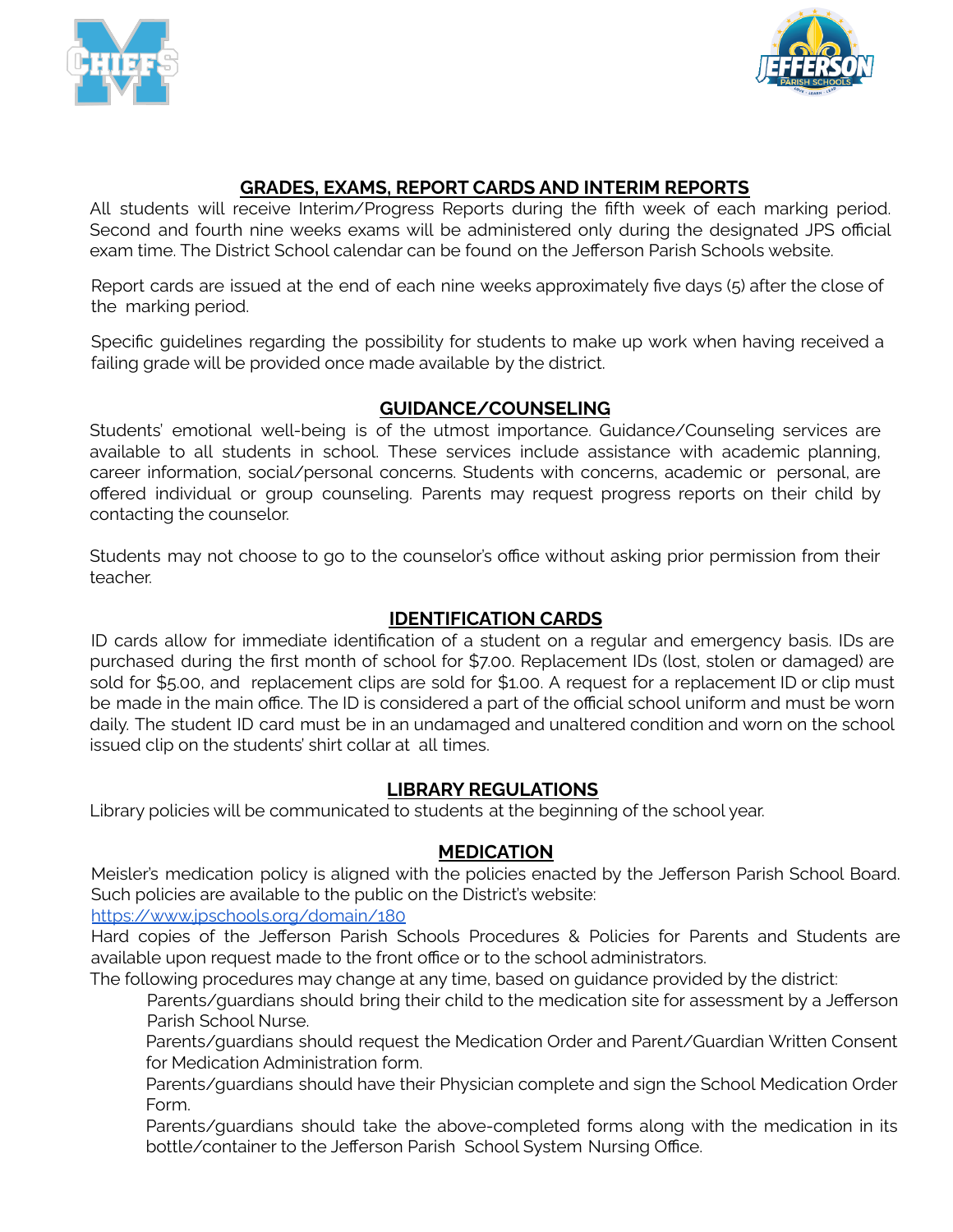## GRADES, EXAMS, REPORT CARDS AND INTERIM REPORTS

All students will receive Interim/Progress Reports during the fifth week of each marking period. Second and fourth nine weeks exams will be administered only during the designated JPS official exam time. The District School calendar can be found on the Jefferson Parish Schools website.

Report cards are issued at the end of each nine weeks approximately five days (5) after the close of the marking period.

Specific guidelines regarding the possibility for students to make up work when having received a failing grade will be provided once made available by the district.

## GUIDANCE/COUNSELING

Students' emotional well-being is of the utmost importance. Guidance/Counseling services are available to all students in school. These services include assistance with academic planning, career information, social/personal concerns. Students with concerns, academic or personal, are offered individual or group counseling. Parents may request progress reports on their child by contacting the counselor.

Students may not choose to go to the counselor's office without asking prior permission from their teacher.

## IDENTIFICATION CARDS

ID cards allow for immediate identification of a student on a regular and emergency basis. IDs are purchased during the first month of school for $7.00. Replacement IDs (lost, stolen or damaged) are sold for $5.00, and replacement clips are sold for $1.00. A request for a replacement ID or clip must be made in the main office. The ID is considered a part of the official school uniform and must be worn daily. The student ID card must be in an undamaged and unaltered condition and worn on the school issued clip on the students' shirt collar at all times.

## LIBRARY REGULATIONS

Library policies will be communicated to students at the beginning of the school year.

## MEDICATION

Meisler's medication policy is aligned with the policies enacted by the Jefferson Parish School Board. Such policies are available to the public on the District's website:
https://www.jpschools.org/domain/180
Hard copies of the Jefferson Parish Schools Procedures & Policies for Parents and Students are available upon request made to the front office or to the school administrators.
The following procedures may change at any time, based on guidance provided by the district:

Parents/guardians should bring their child to the medication site for assessment by a Jefferson Parish School Nurse.

Parents/guardians should request the Medication Order and Parent/Guardian Written Consent for Medication Administration form.

Parents/guardians should have their Physician complete and sign the School Medication Order Form.

Parents/guardians should take the above-completed forms along with the medication in its bottle/container to the Jefferson Parish School System Nursing Office.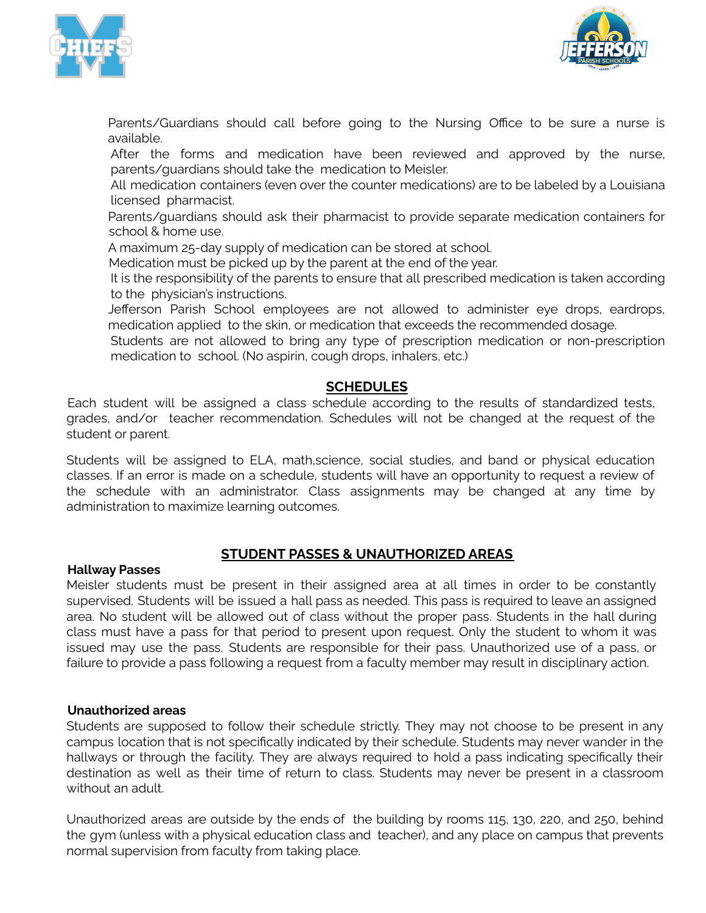Parents/Guardians should call before going to the Nursing Office to be sure a nurse is available.

After the forms and medication have been reviewed and approved by the nurse, parents/guardians should take the medication to Meisler.

All medication containers (even over the counter medications) are to be labeled by a Louisiana licensed pharmacist.

Parents/guardians should ask their pharmacist to provide separate medication containers for school & home use.

A maximum 25-day supply of medication can be stored at school.

Medication must be picked up by the parent at the end of the year.

It is the responsibility of the parents to ensure that all prescribed medication is taken according to the physician's instructions.

Jefferson Parish School employees are not allowed to administer eye drops, eardrops, medication applied to the skin, or medication that exceeds the recommended dosage.

Students are not allowed to bring any type of prescription medication or non-prescription medication to school. (No aspirin, cough drops, inhalers, etc.)

## SCHEDULES

Each student will be assigned a class schedule according to the results of standardized tests, grades, and/or teacher recommendation. Schedules will not be changed at the request of the student or parent.

Students will be assigned to ELA, math,science, social studies, and band or physical education classes. If an error is made on a schedule, students will have an opportunity to request a review of the schedule with an administrator. Class assignments may be changed at any time by administration to maximize learning outcomes.

## STUDENT PASSES & UNAUTHORIZED AREAS

**Hallway Passes**

Meisler students must be present in their assigned area at all times in order to be constantly supervised. Students will be issued a hall pass as needed. This pass is required to leave an assigned area. No student will be allowed out of class without the proper pass. Students in the hall during class must have a pass for that period to present upon request. Only the student to whom it was issued may use the pass. Students are responsible for their pass. Unauthorized use of a pass, or failure to provide a pass following a request from a faculty member may result in disciplinary action.

**Unauthorized areas**

Students are supposed to follow their schedule strictly. They may not choose to be present in any campus location that is not specifically indicated by their schedule. Students may never wander in the hallways or through the facility. They are always required to hold a pass indicating specifically their destination as well as their time of return to class. Students may never be present in a classroom without an adult.

Unauthorized areas are outside by the ends of the building by rooms 115, 130, 220, and 250, behind the gym (unless with a physical education class and teacher), and any place on campus that prevents normal supervision from faculty from taking place.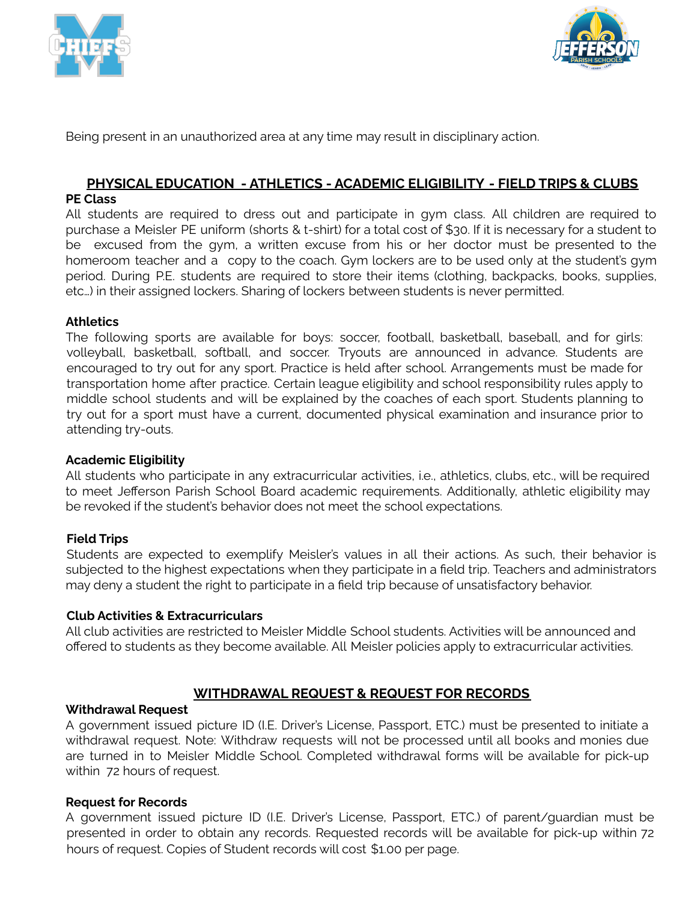Being present in an unauthorized area at any time may result in disciplinary action.

## PHYSICAL EDUCATION - ATHLETICS - ACADEMIC ELIGIBILITY - FIELD TRIPS & CLUBS

### PE Class

All students are required to dress out and participate in gym class. All children are required to purchase a Meisler PE uniform (shorts & t-shirt) for a total cost of $30. If it is necessary for a student to be excused from the gym, a written excuse from his or her doctor must be presented to the homeroom teacher and a copy to the coach. Gym lockers are to be used only at the student's gym period. During P.E. students are required to store their items (clothing, backpacks, books, supplies, etc…) in their assigned lockers. Sharing of lockers between students is never permitted.

### Athletics

The following sports are available for boys: soccer, football, basketball, baseball, and for girls: volleyball, basketball, softball, and soccer. Tryouts are announced in advance. Students are encouraged to try out for any sport. Practice is held after school. Arrangements must be made for transportation home after practice. Certain league eligibility and school responsibility rules apply to middle school students and will be explained by the coaches of each sport. Students planning to try out for a sport must have a current, documented physical examination and insurance prior to attending try-outs.

### Academic Eligibility

All students who participate in any extracurricular activities, i.e., athletics, clubs, etc., will be required to meet Jefferson Parish School Board academic requirements. Additionally, athletic eligibility may be revoked if the student's behavior does not meet the school expectations.

### Field Trips

Students are expected to exemplify Meisler's values in all their actions. As such, their behavior is subjected to the highest expectations when they participate in a field trip. Teachers and administrators may deny a student the right to participate in a field trip because of unsatisfactory behavior.

### Club Activities & Extracurriculars

All club activities are restricted to Meisler Middle School students. Activities will be announced and offered to students as they become available. All Meisler policies apply to extracurricular activities.

## WITHDRAWAL REQUEST & REQUEST FOR RECORDS

### Withdrawal Request

A government issued picture ID (I.E. Driver's License, Passport, ETC.) must be presented to initiate a withdrawal request. Note: Withdraw requests will not be processed until all books and monies due are turned in to Meisler Middle School. Completed withdrawal forms will be available for pick-up within 72 hours of request.

### Request for Records

A government issued picture ID (I.E. Driver's License, Passport, ETC.) of parent/guardian must be presented in order to obtain any records. Requested records will be available for pick-up within 72 hours of request. Copies of Student records will cost $1.00 per page.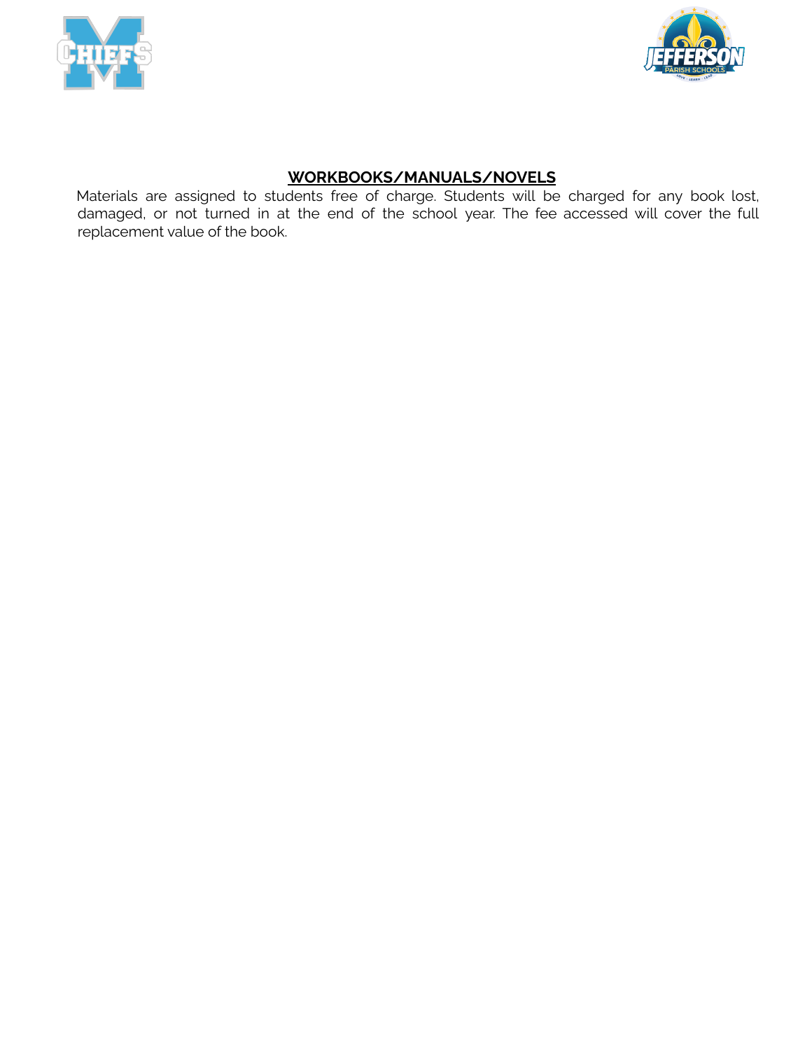## WORKBOOKS/MANUALS/NOVELS

Materials are assigned to students free of charge. Students will be charged for any book lost, damaged, or not turned in at the end of the school year. The fee accessed will cover the full replacement value of the book.